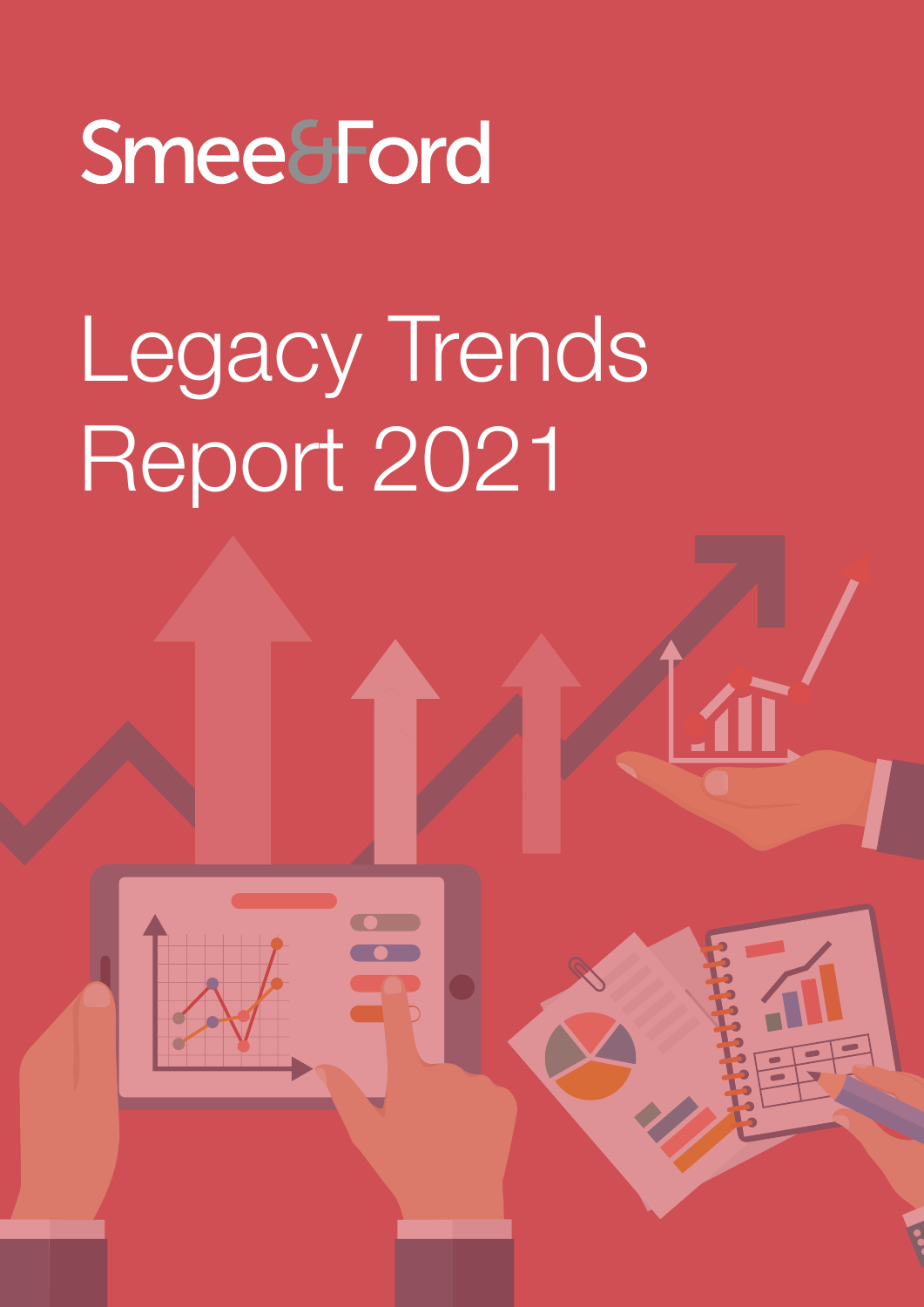Smee&Ford

# Legacy Trends Report 2021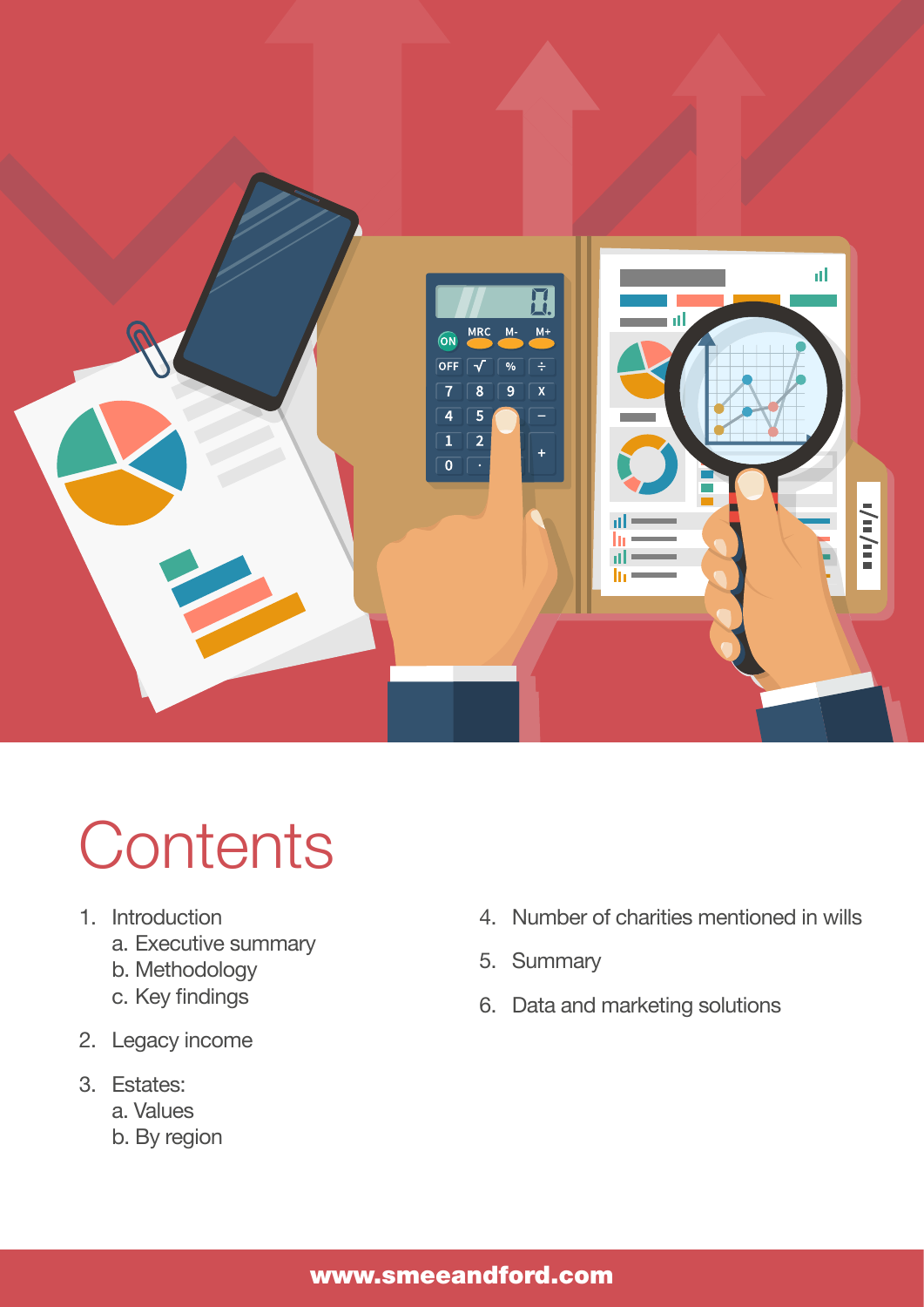# Contents

1. Introduction
    a. Executive summary
    b. Methodology
    c. Key findings
2. Legacy income
3. Estates:
    a. Values
    b. By region
4. Number of charities mentioned in wills
5. Summary
6. Data and marketing solutions

www.smeeandford.com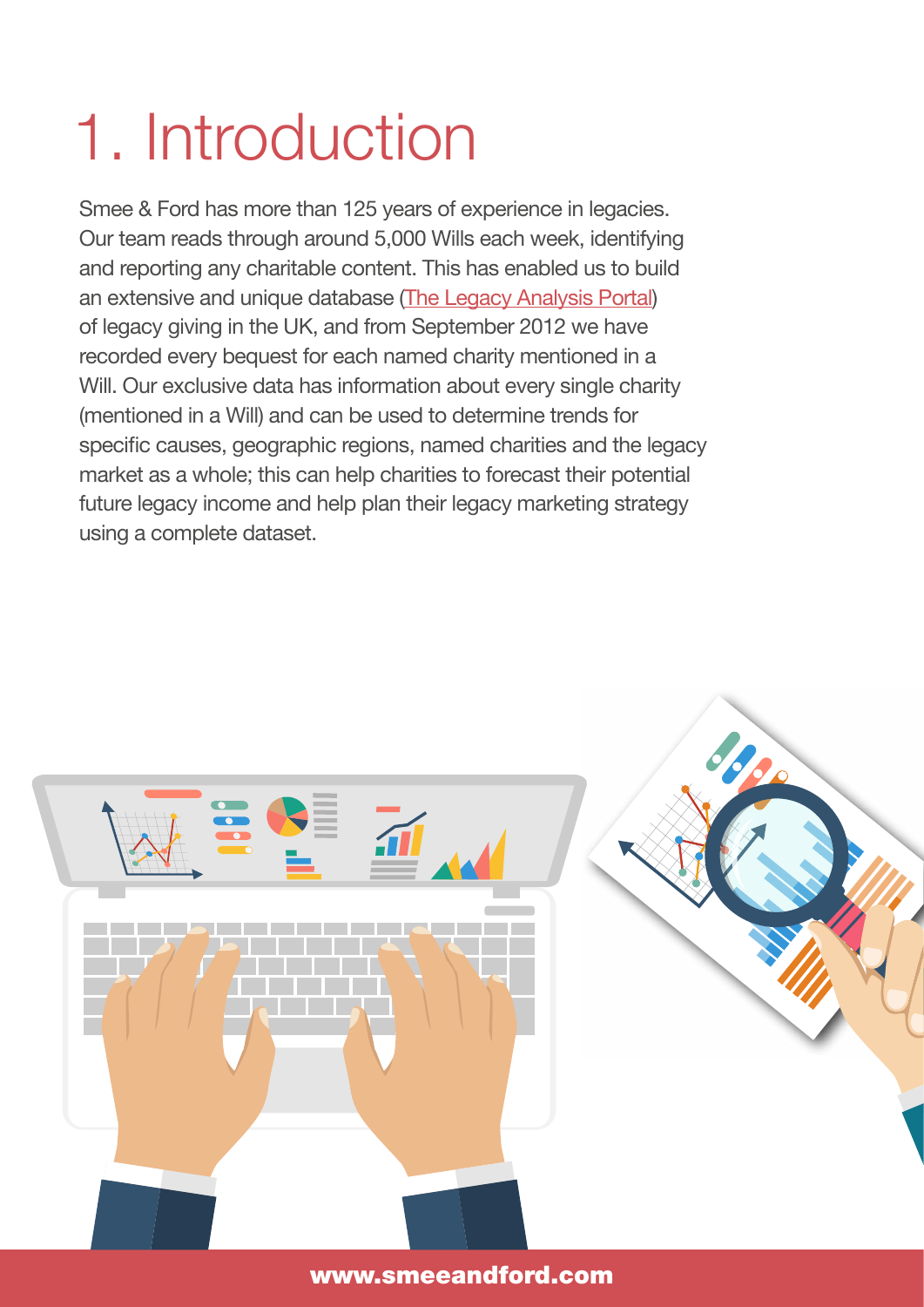# 1. Introduction

Smee & Ford has more than 125 years of experience in legacies. Our team reads through around 5,000 Wills each week, identifying and reporting any charitable content. This has enabled us to build an extensive and unique database (The Legacy Analysis Portal) of legacy giving in the UK, and from September 2012 we have recorded every bequest for each named charity mentioned in a Will. Our exclusive data has information about every single charity (mentioned in a Will) and can be used to determine trends for specific causes, geographic regions, named charities and the legacy market as a whole; this can help charities to forecast their potential future legacy income and help plan their legacy marketing strategy using a complete dataset.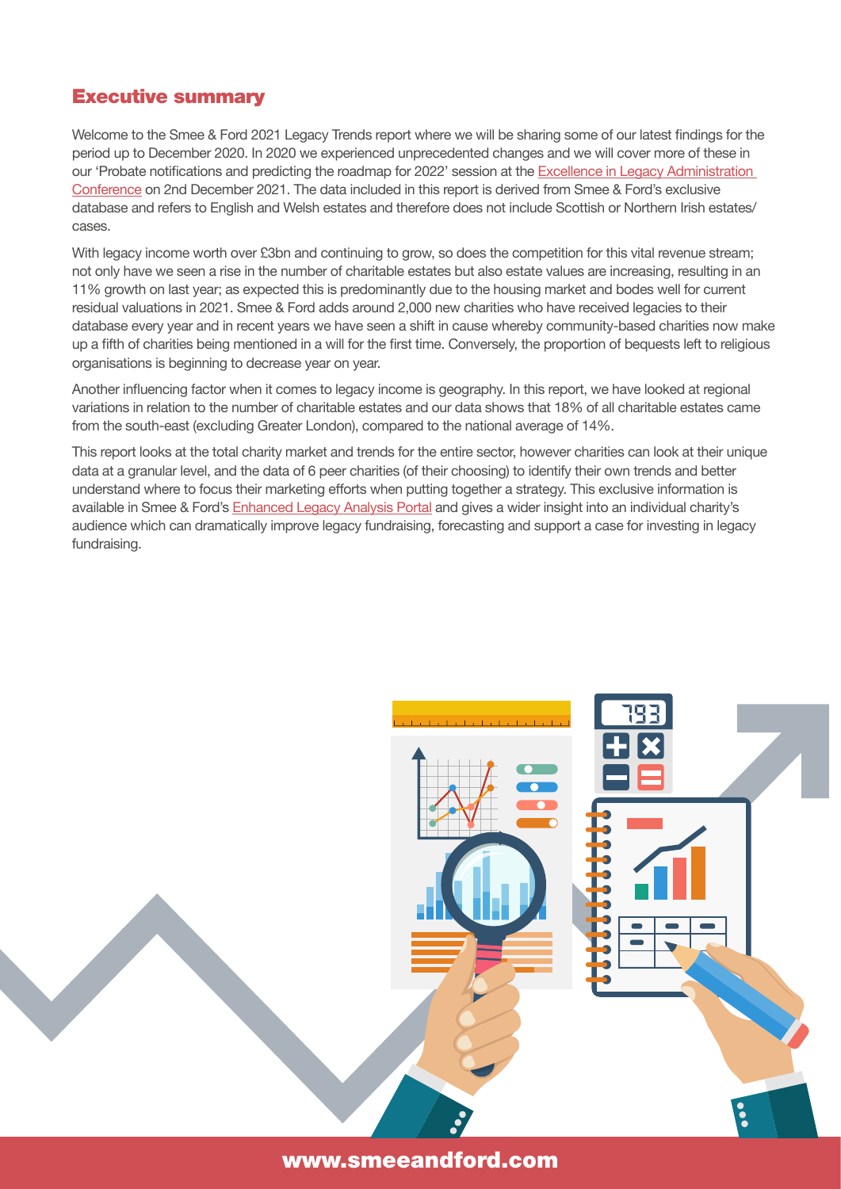## Executive summary

Welcome to the Smee & Ford 2021 Legacy Trends report where we will be sharing some of our latest findings for the period up to December 2020. In 2020 we experienced unprecedented changes and we will cover more of these in our 'Probate notifications and predicting the roadmap for 2022' session at the Excellence in Legacy Administration Conference on 2nd December 2021. The data included in this report is derived from Smee & Ford's exclusive database and refers to English and Welsh estates and therefore does not include Scottish or Northern Irish estates/cases.

With legacy income worth over £3bn and continuing to grow, so does the competition for this vital revenue stream; not only have we seen a rise in the number of charitable estates but also estate values are increasing, resulting in an 11% growth on last year; as expected this is predominantly due to the housing market and bodes well for current residual valuations in 2021. Smee & Ford adds around 2,000 new charities who have received legacies to their database every year and in recent years we have seen a shift in cause whereby community-based charities now make up a fifth of charities being mentioned in a will for the first time. Conversely, the proportion of bequests left to religious organisations is beginning to decrease year on year.

Another influencing factor when it comes to legacy income is geography. In this report, we have looked at regional variations in relation to the number of charitable estates and our data shows that 18% of all charitable estates came from the south-east (excluding Greater London), compared to the national average of 14%.

This report looks at the total charity market and trends for the entire sector, however charities can look at their unique data at a granular level, and the data of 6 peer charities (of their choosing) to identify their own trends and better understand where to focus their marketing efforts when putting together a strategy. This exclusive information is available in Smee & Ford's Enhanced Legacy Analysis Portal and gives a wider insight into an individual charity's audience which can dramatically improve legacy fundraising, forecasting and support a case for investing in legacy fundraising.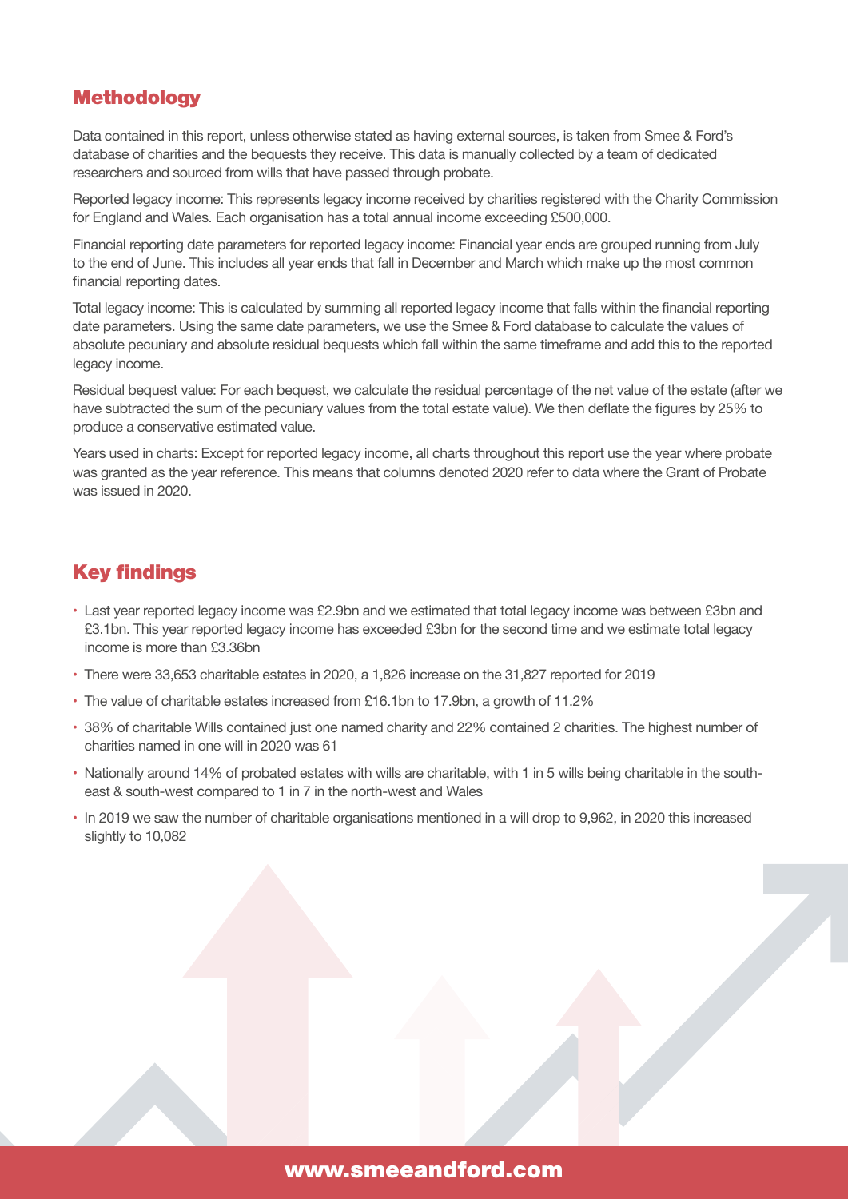## Methodology

Data contained in this report, unless otherwise stated as having external sources, is taken from Smee & Ford's database of charities and the bequests they receive. This data is manually collected by a team of dedicated researchers and sourced from wills that have passed through probate.

Reported legacy income: This represents legacy income received by charities registered with the Charity Commission for England and Wales. Each organisation has a total annual income exceeding £500,000.

Financial reporting date parameters for reported legacy income: Financial year ends are grouped running from July to the end of June. This includes all year ends that fall in December and March which make up the most common financial reporting dates.

Total legacy income: This is calculated by summing all reported legacy income that falls within the financial reporting date parameters. Using the same date parameters, we use the Smee & Ford database to calculate the values of absolute pecuniary and absolute residual bequests which fall within the same timeframe and add this to the reported legacy income.

Residual bequest value: For each bequest, we calculate the residual percentage of the net value of the estate (after we have subtracted the sum of the pecuniary values from the total estate value). We then deflate the figures by 25% to produce a conservative estimated value.

Years used in charts: Except for reported legacy income, all charts throughout this report use the year where probate was granted as the year reference. This means that columns denoted 2020 refer to data where the Grant of Probate was issued in 2020.

## Key findings

- Last year reported legacy income was £2.9bn and we estimated that total legacy income was between £3bn and £3.1bn. This year reported legacy income has exceeded £3bn for the second time and we estimate total legacy income is more than £3.36bn
- There were 33,653 charitable estates in 2020, a 1,826 increase on the 31,827 reported for 2019
- The value of charitable estates increased from £16.1bn to 17.9bn, a growth of 11.2%
- 38% of charitable Wills contained just one named charity and 22% contained 2 charities. The highest number of charities named in one will in 2020 was 61
- Nationally around 14% of probated estates with wills are charitable, with 1 in 5 wills being charitable in the south-east & south-west compared to 1 in 7 in the north-west and Wales
- In 2019 we saw the number of charitable organisations mentioned in a will drop to 9,962, in 2020 this increased slightly to 10,082

www.smeeandford.com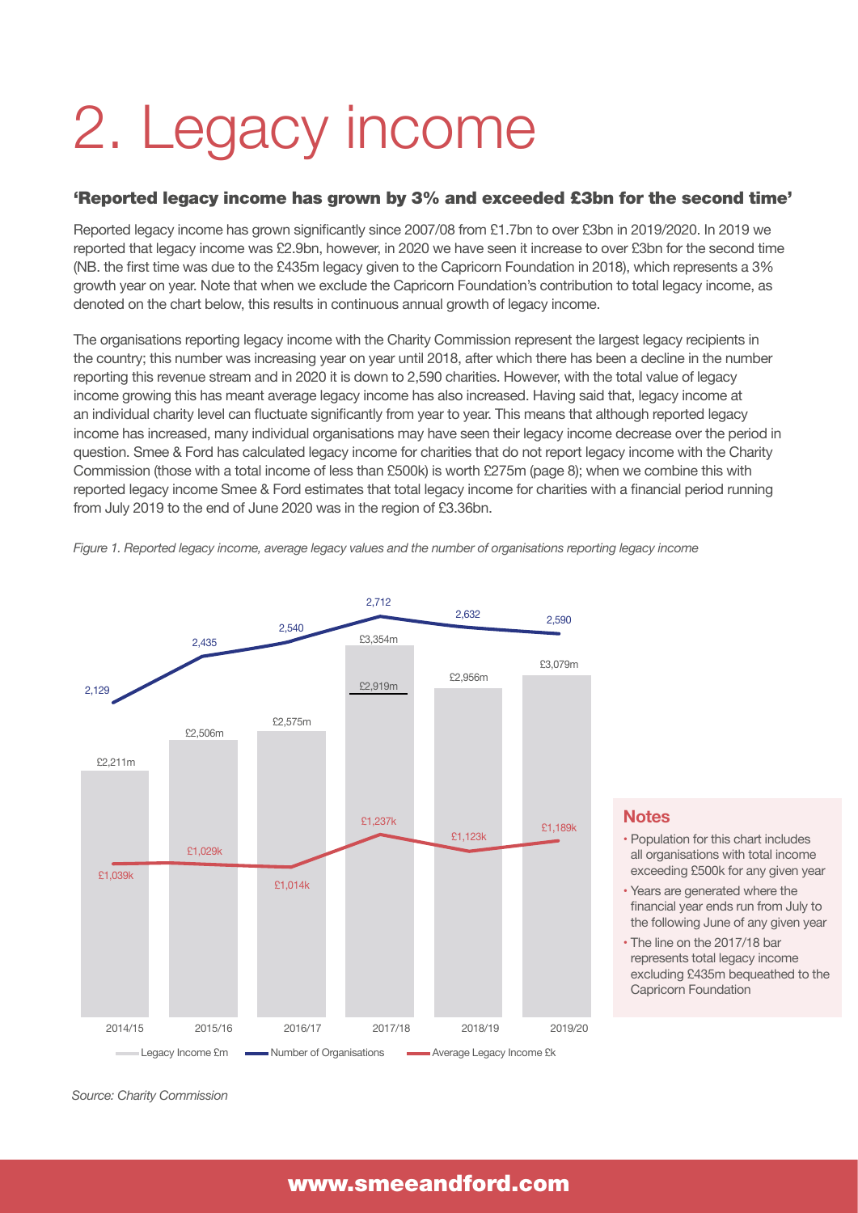# 2. Legacy income

**'Reported legacy income has grown by 3% and exceeded £3bn for the second time'**

Reported legacy income has grown significantly since 2007/08 from £1.7bn to over £3bn in 2019/2020. In 2019 we reported that legacy income was £2.9bn, however, in 2020 we have seen it increase to over £3bn for the second time (NB. the first time was due to the £435m legacy given to the Capricorn Foundation in 2018), which represents a 3% growth year on year. Note that when we exclude the Capricorn Foundation's contribution to total legacy income, as denoted on the chart below, this results in continuous annual growth of legacy income.

The organisations reporting legacy income with the Charity Commission represent the largest legacy recipients in the country; this number was increasing year on year until 2018, after which there has been a decline in the number reporting this revenue stream and in 2020 it is down to 2,590 charities. However, with the total value of legacy income growing this has meant average legacy income has also increased. Having said that, legacy income at an individual charity level can fluctuate significantly from year to year. This means that although reported legacy income has increased, many individual organisations may have seen their legacy income decrease over the period in question. Smee & Ford has calculated legacy income for charities that do not report legacy income with the Charity Commission (those with a total income of less than £500k) is worth £275m (page 8); when we combine this with reported legacy income Smee & Ford estimates that total legacy income for charities with a financial period running from July 2019 to the end of June 2020 was in the region of £3.36bn.

*Figure 1. Reported legacy income, average legacy values and the number of organisations reporting legacy income*

| | 2014/15 | 2015/16 | 2016/17 | 2017/18 | 2018/19 | 2019/20 |
|---|---|---|---|---|---|---|
| Legacy Income £m | £2,211m | £2,506m | £2,575m | £3,354m (£2,919m) | £2,956m | £3,079m |
| Number of Organisations | 2,129 | 2,435 | 2,540 | 2,712 | 2,632 | 2,590 |
| Average Legacy Income £k | £1,039k | £1,029k | £1,014k | £1,237k | £1,123k | £1,189k |

**Notes**

- Population for this chart includes all organisations with total income exceeding £500k for any given year
- Years are generated where the financial year ends run from July to the following June of any given year
- The line on the 2017/18 bar represents total legacy income excluding £435m bequeathed to the Capricorn Foundation

*Source: Charity Commission*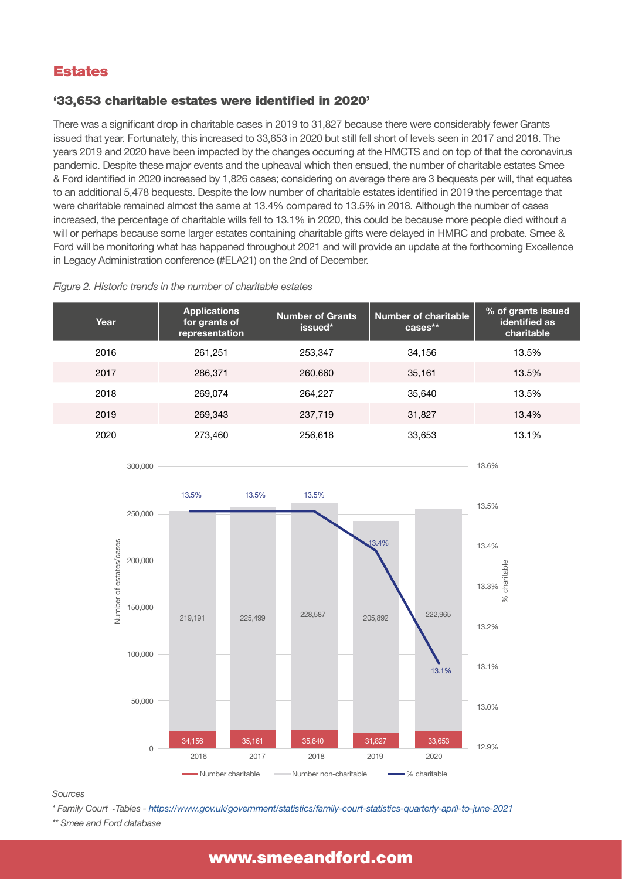## Estates

### '33,653 charitable estates were identified in 2020'

There was a significant drop in charitable cases in 2019 to 31,827 because there were considerably fewer Grants issued that year. Fortunately, this increased to 33,653 in 2020 but still fell short of levels seen in 2017 and 2018. The years 2019 and 2020 have been impacted by the changes occurring at the HMCTS and on top of that the coronavirus pandemic. Despite these major events and the upheaval which then ensued, the number of charitable estates Smee & Ford identified in 2020 increased by 1,826 cases; considering on average there are 3 bequests per will, that equates to an additional 5,478 bequests. Despite the low number of charitable estates identified in 2019 the percentage that were charitable remained almost the same at 13.4% compared to 13.5% in 2018. Although the number of cases increased, the percentage of charitable wills fell to 13.1% in 2020, this could be because more people died without a will or perhaps because some larger estates containing charitable gifts were delayed in HMRC and probate. Smee & Ford will be monitoring what has happened throughout 2021 and will provide an update at the forthcoming Excellence in Legacy Administration conference (#ELA21) on the 2nd of December.

*Figure 2. Historic trends in the number of charitable estates*

| Year | Applications for grants of representation | Number of Grants issued* | Number of charitable cases** | % of grants issued identified as charitable |
|---|---|---|---|---|
| 2016 | 261,251 | 253,347 | 34,156 | 13.5% |
| 2017 | 286,371 | 260,660 | 35,161 | 13.5% |
| 2018 | 269,074 | 264,227 | 35,640 | 13.5% |
| 2019 | 269,343 | 237,719 | 31,827 | 13.4% |
| 2020 | 273,460 | 256,618 | 33,653 | 13.1% |

| Year | Number charitable | Number non-charitable | % charitable |
|---|---|---|---|
| 2016 | 34,156 | 219,191 | 13.5% |
| 2017 | 35,161 | 225,499 | 13.5% |
| 2018 | 35,640 | 228,587 | 13.5% |
| 2019 | 31,827 | 205,892 | 13.4% |
| 2020 | 33,653 | 222,965 | 13.1% |

*Sources*

*\* Family Court ~Tables - https://www.gov.uk/government/statistics/family-court-statistics-quarterly-april-to-june-2021*

*\*\* Smee and Ford database*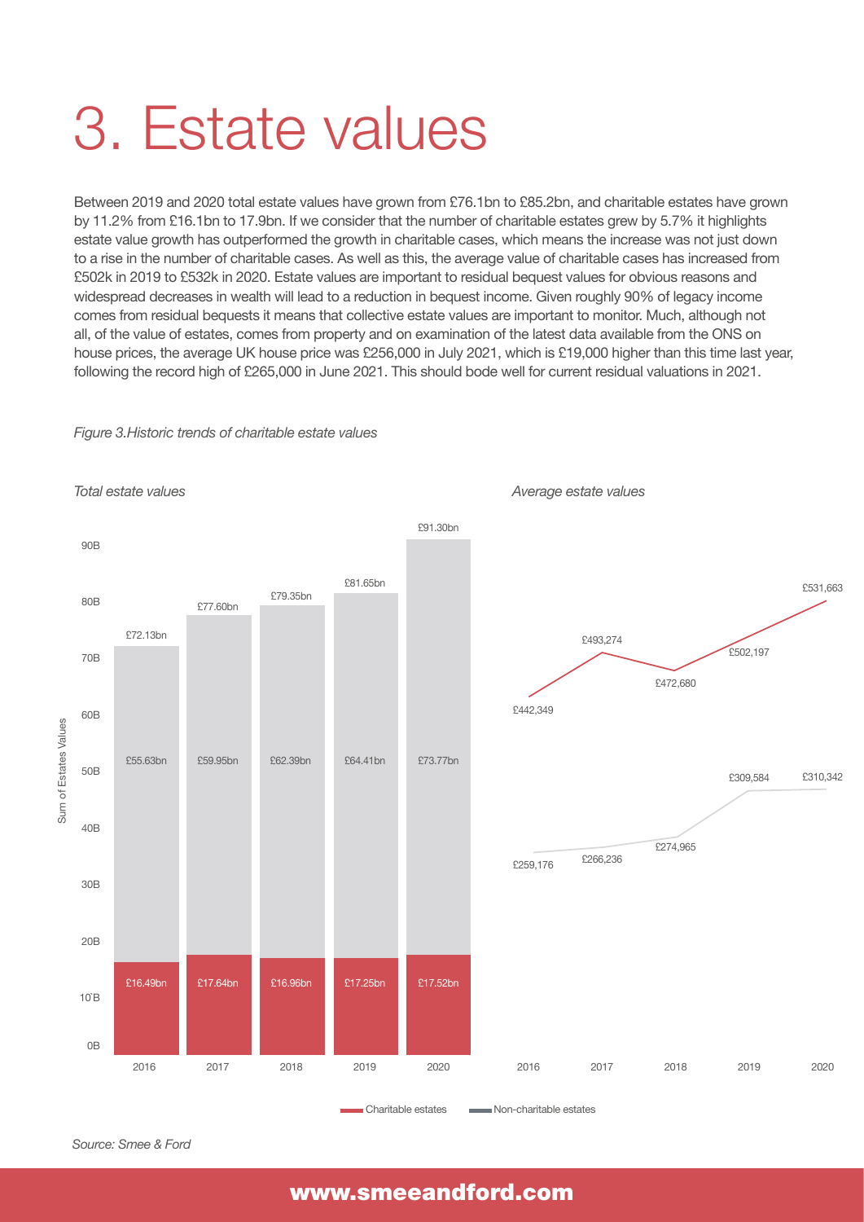# 3. Estate values

Between 2019 and 2020 total estate values have grown from £76.1bn to £85.2bn, and charitable estates have grown by 11.2% from £16.1bn to 17.9bn. If we consider that the number of charitable estates grew by 5.7% it highlights estate value growth has outperformed the growth in charitable cases, which means the increase was not just down to a rise in the number of charitable cases. As well as this, the average value of charitable cases has increased from £502k in 2019 to £532k in 2020. Estate values are important to residual bequest values for obvious reasons and widespread decreases in wealth will lead to a reduction in bequest income. Given roughly 90% of legacy income comes from residual bequests it means that collective estate values are important to monitor. Much, although not all, of the value of estates, comes from property and on examination of the latest data available from the ONS on house prices, the average UK house price was £256,000 in July 2021, which is £19,000 higher than this time last year, following the record high of £265,000 in June 2021. This should bode well for current residual valuations in 2021.

*Figure 3.Historic trends of charitable estate values*

*Total estate values*

| Year | Charitable estates | Non-charitable estates | Total |
|---|---|---|---|
| 2016 | £16.49bn | £55.63bn | £72.13bn |
| 2017 | £17.64bn | £59.95bn | £77.60bn |
| 2018 | £16.96bn | £62.39bn | £79.35bn |
| 2019 | £17.25bn | £64.41bn | £81.65bn |
| 2020 | £17.52bn | £73.77bn | £91.30bn |

*Average estate values*

| Year | Charitable estates | Non-charitable estates |
|---|---|---|
| 2016 | £442,349 | £259,176 |
| 2017 | £493,274 | £266,236 |
| 2018 | £472,680 | £274,965 |
| 2019 | £502,197 | £309,584 |
| 2020 | £531,663 | £310,342 |

*Source: Smee & Ford*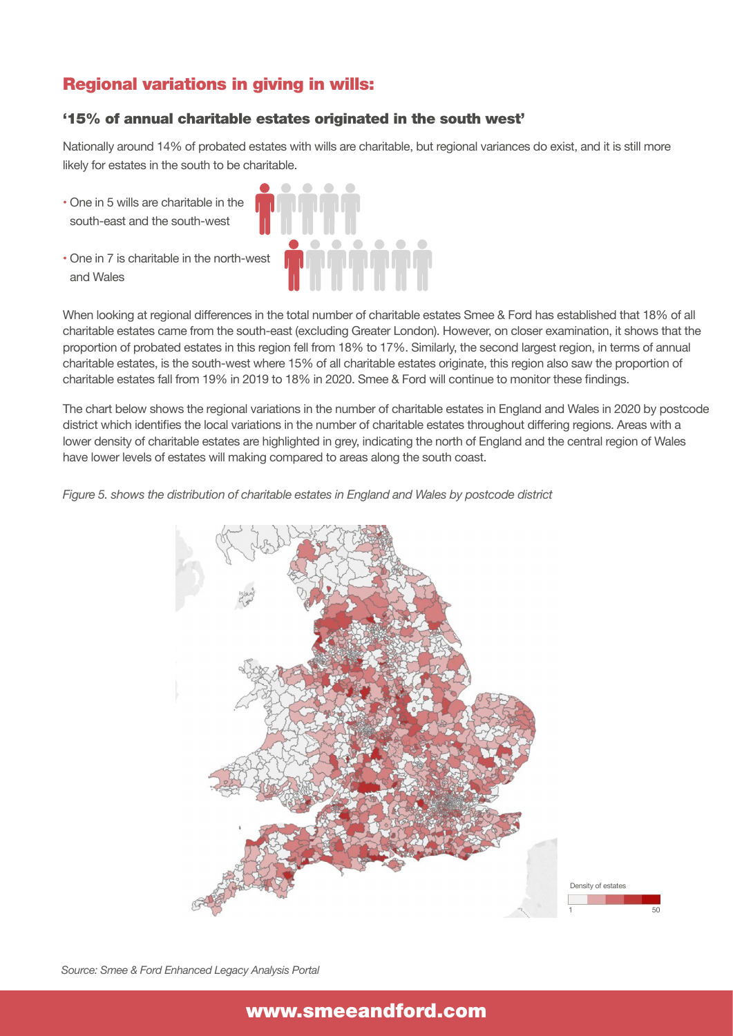## Regional variations in giving in wills:

### '15% of annual charitable estates originated in the south west'

Nationally around 14% of probated estates with wills are charitable, but regional variances do exist, and it is still more likely for estates in the south to be charitable.

- One in 5 wills are charitable in the south-east and the south-west
- One in 7 is charitable in the north-west and Wales

When looking at regional differences in the total number of charitable estates Smee & Ford has established that 18% of all charitable estates came from the south-east (excluding Greater London). However, on closer examination, it shows that the proportion of probated estates in this region fell from 18% to 17%. Similarly, the second largest region, in terms of annual charitable estates, is the south-west where 15% of all charitable estates originate, this region also saw the proportion of charitable estates fall from 19% in 2019 to 18% in 2020. Smee & Ford will continue to monitor these findings.

The chart below shows the regional variations in the number of charitable estates in England and Wales in 2020 by postcode district which identifies the local variations in the number of charitable estates throughout differing regions. Areas with a lower density of charitable estates are highlighted in grey, indicating the north of England and the central region of Wales have lower levels of estates will making compared to areas along the south coast.

*Figure 5. shows the distribution of charitable estates in England and Wales by postcode district*

Density of estates

1 50

*Source: Smee & Ford Enhanced Legacy Analysis Portal*

www.smeeandford.com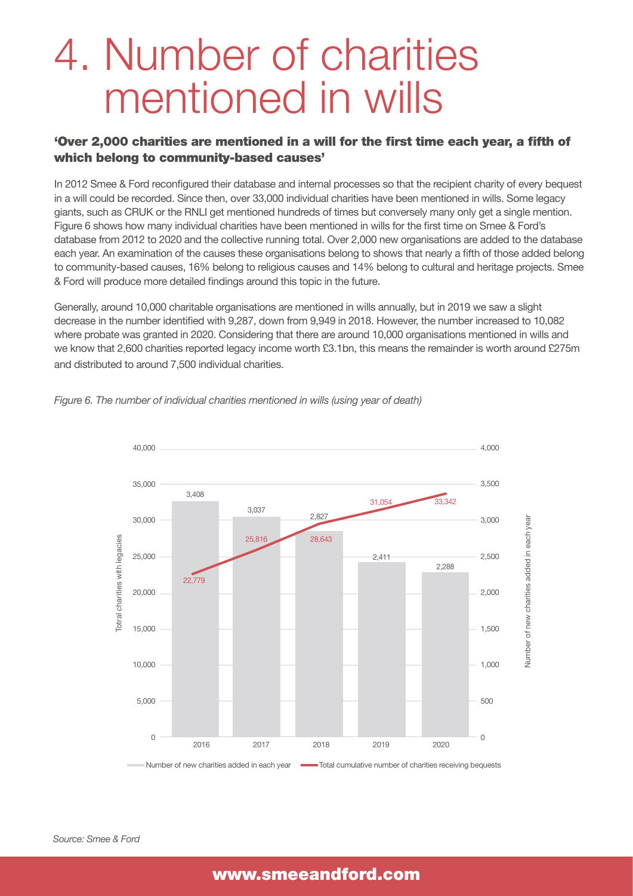# 4. Number of charities mentioned in wills

### 'Over 2,000 charities are mentioned in a will for the first time each year, a fifth of which belong to community-based causes'

In 2012 Smee & Ford reconfigured their database and internal processes so that the recipient charity of every bequest in a will could be recorded. Since then, over 33,000 individual charities have been mentioned in wills. Some legacy giants, such as CRUK or the RNLI get mentioned hundreds of times but conversely many only get a single mention. Figure 6 shows how many individual charities have been mentioned in wills for the first time on Smee & Ford's database from 2012 to 2020 and the collective running total. Over 2,000 new organisations are added to the database each year. An examination of the causes these organisations belong to shows that nearly a fifth of those added belong to community-based causes, 16% belong to religious causes and 14% belong to cultural and heritage projects. Smee & Ford will produce more detailed findings around this topic in the future.

Generally, around 10,000 charitable organisations are mentioned in wills annually, but in 2019 we saw a slight decrease in the number identified with 9,287, down from 9,949 in 2018. However, the number increased to 10,082 where probate was granted in 2020. Considering that there are around 10,000 organisations mentioned in wills and we know that 2,600 charities reported legacy income worth £3.1bn, this means the remainder is worth around £275m and distributed to around 7,500 individual charities.

*Figure 6. The number of individual charities mentioned in wills (using year of death)*

| Year | Number of new charities added in each year | Total cumulative number of charities receiving bequests |
|---|---|---|
| 2016 | 3,408 | 22,779 |
| 2017 | 3,037 | 25,816 |
| 2018 | 2,827 | 28,643 |
| 2019 | 2,411 | 31,054 |
| 2020 | 2,288 | 33,342 |

*Source: Smee & Ford*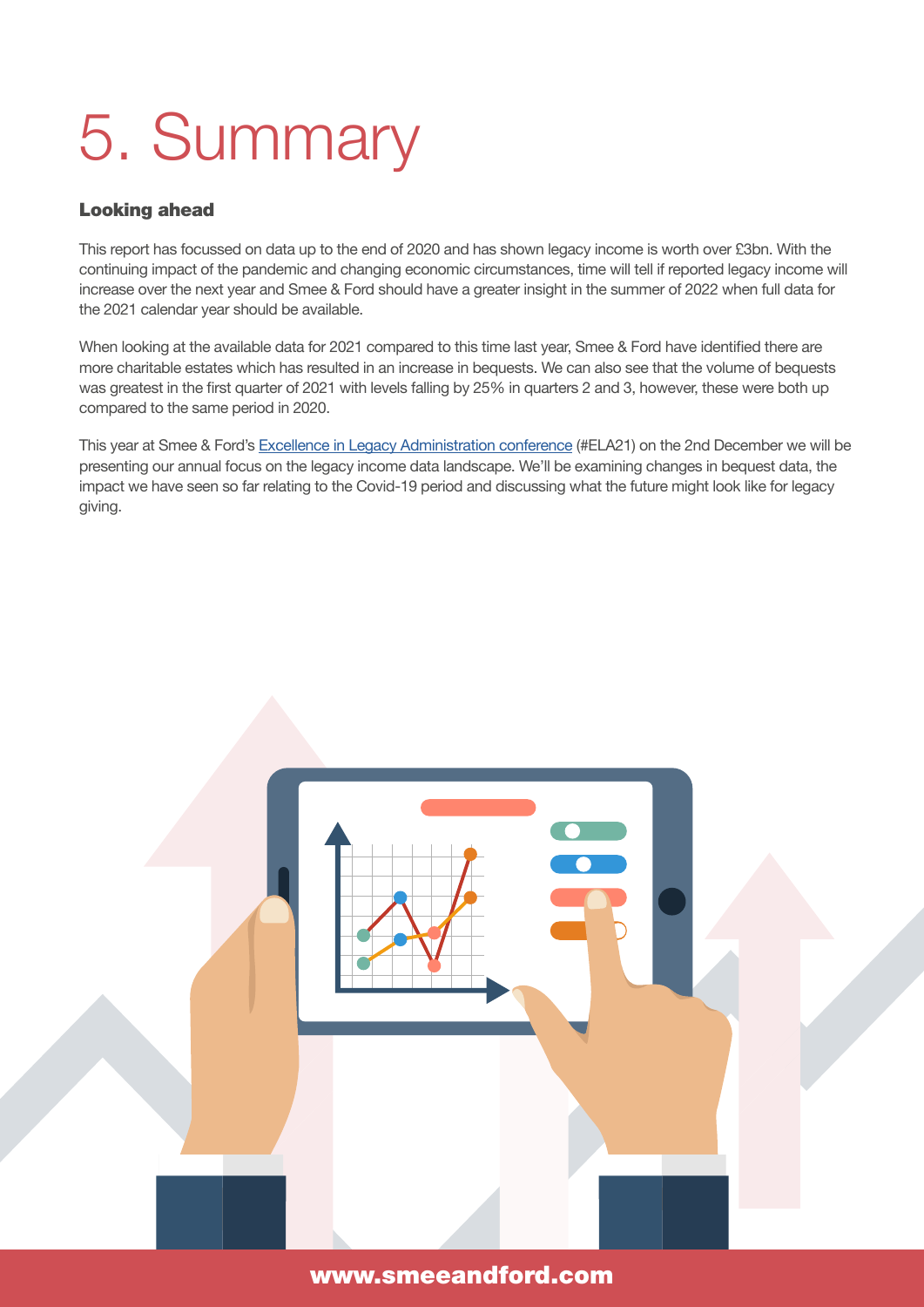# 5. Summary

### Looking ahead

This report has focussed on data up to the end of 2020 and has shown legacy income is worth over £3bn. With the continuing impact of the pandemic and changing economic circumstances, time will tell if reported legacy income will increase over the next year and Smee & Ford should have a greater insight in the summer of 2022 when full data for the 2021 calendar year should be available.

When looking at the available data for 2021 compared to this time last year, Smee & Ford have identified there are more charitable estates which has resulted in an increase in bequests. We can also see that the volume of bequests was greatest in the first quarter of 2021 with levels falling by 25% in quarters 2 and 3, however, these were both up compared to the same period in 2020.

This year at Smee & Ford's Excellence in Legacy Administration conference (#ELA21) on the 2nd December we will be presenting our annual focus on the legacy income data landscape. We'll be examining changes in bequest data, the impact we have seen so far relating to the Covid-19 period and discussing what the future might look like for legacy giving.

**www.smeeandford.com**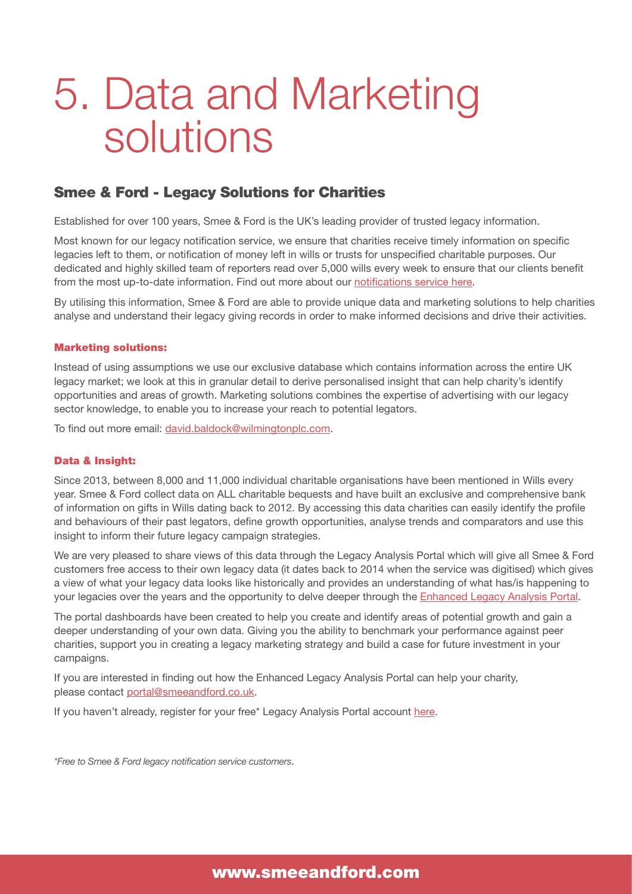# 5. Data and Marketing solutions

## Smee & Ford - Legacy Solutions for Charities

Established for over 100 years, Smee & Ford is the UK's leading provider of trusted legacy information.

Most known for our legacy notification service, we ensure that charities receive timely information on specific legacies left to them, or notification of money left in wills or trusts for unspecified charitable purposes. Our dedicated and highly skilled team of reporters read over 5,000 wills every week to ensure that our clients benefit from the most up-to-date information. Find out more about our notifications service here.

By utilising this information, Smee & Ford are able to provide unique data and marketing solutions to help charities analyse and understand their legacy giving records in order to make informed decisions and drive their activities.

### Marketing solutions:

Instead of using assumptions we use our exclusive database which contains information across the entire UK legacy market; we look at this in granular detail to derive personalised insight that can help charity's identify opportunities and areas of growth. Marketing solutions combines the expertise of advertising with our legacy sector knowledge, to enable you to increase your reach to potential legators.

To find out more email: david.baldock@wilmingtonplc.com.

### Data & Insight:

Since 2013, between 8,000 and 11,000 individual charitable organisations have been mentioned in Wills every year. Smee & Ford collect data on ALL charitable bequests and have built an exclusive and comprehensive bank of information on gifts in Wills dating back to 2012. By accessing this data charities can easily identify the profile and behaviours of their past legators, define growth opportunities, analyse trends and comparators and use this insight to inform their future legacy campaign strategies.

We are very pleased to share views of this data through the Legacy Analysis Portal which will give all Smee & Ford customers free access to their own legacy data (it dates back to 2014 when the service was digitised) which gives a view of what your legacy data looks like historically and provides an understanding of what has/is happening to your legacies over the years and the opportunity to delve deeper through the Enhanced Legacy Analysis Portal.

The portal dashboards have been created to help you create and identify areas of potential growth and gain a deeper understanding of your own data. Giving you the ability to benchmark your performance against peer charities, support you in creating a legacy marketing strategy and build a case for future investment in your campaigns.

If you are interested in finding out how the Enhanced Legacy Analysis Portal can help your charity, please contact portal@smeeandford.co.uk.

If you haven't already, register for your free* Legacy Analysis Portal account here.

*\*Free to Smee & Ford legacy notification service customers.*

**www.smeeandford.com**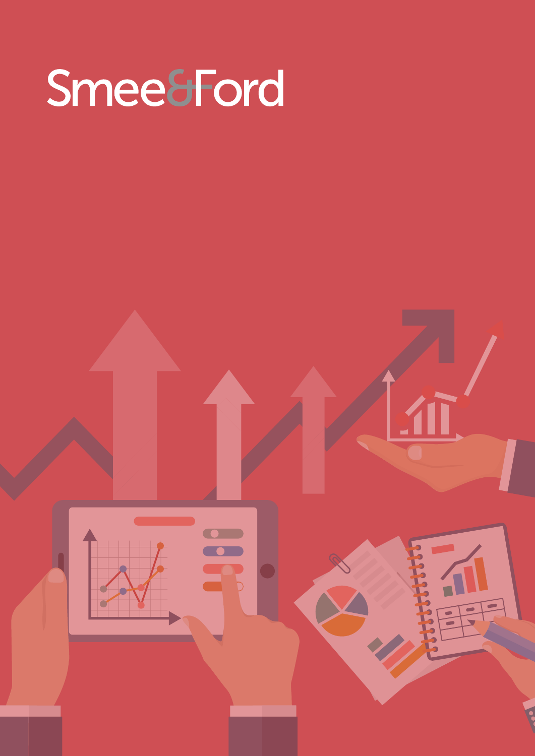Smee&Ford